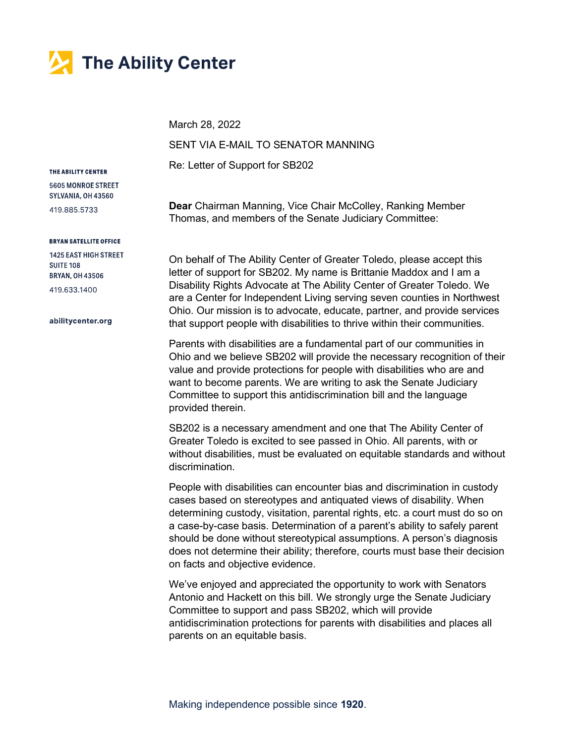# The Ability Center

**THE ABILITY CENTER**
5605 MONROE STREET
SYLVANIA, OH 43560
419.885.5733

**BRYAN SATELLITE OFFICE**
1425 EAST HIGH STREET
SUITE 108
BRYAN, OH 43506
419.633.1400

**abilitycenter.org**

March 28, 2022

SENT VIA E-MAIL TO SENATOR MANNING

Re: Letter of Support for SB202

**Dear** Chairman Manning, Vice Chair McColley, Ranking Member Thomas, and members of the Senate Judiciary Committee:

On behalf of The Ability Center of Greater Toledo, please accept this letter of support for SB202. My name is Brittanie Maddox and I am a Disability Rights Advocate at The Ability Center of Greater Toledo. We are a Center for Independent Living serving seven counties in Northwest Ohio. Our mission is to advocate, educate, partner, and provide services that support people with disabilities to thrive within their communities.

Parents with disabilities are a fundamental part of our communities in Ohio and we believe SB202 will provide the necessary recognition of their value and provide protections for people with disabilities who are and want to become parents. We are writing to ask the Senate Judiciary Committee to support this antidiscrimination bill and the language provided therein.

SB202 is a necessary amendment and one that The Ability Center of Greater Toledo is excited to see passed in Ohio. All parents, with or without disabilities, must be evaluated on equitable standards and without discrimination.

People with disabilities can encounter bias and discrimination in custody cases based on stereotypes and antiquated views of disability. When determining custody, visitation, parental rights, etc. a court must do so on a case-by-case basis. Determination of a parent's ability to safely parent should be done without stereotypical assumptions. A person's diagnosis does not determine their ability; therefore, courts must base their decision on facts and objective evidence.

We've enjoyed and appreciated the opportunity to work with Senators Antonio and Hackett on this bill. We strongly urge the Senate Judiciary Committee to support and pass SB202, which will provide antidiscrimination protections for parents with disabilities and places all parents on an equitable basis.

Making independence possible since **1920**.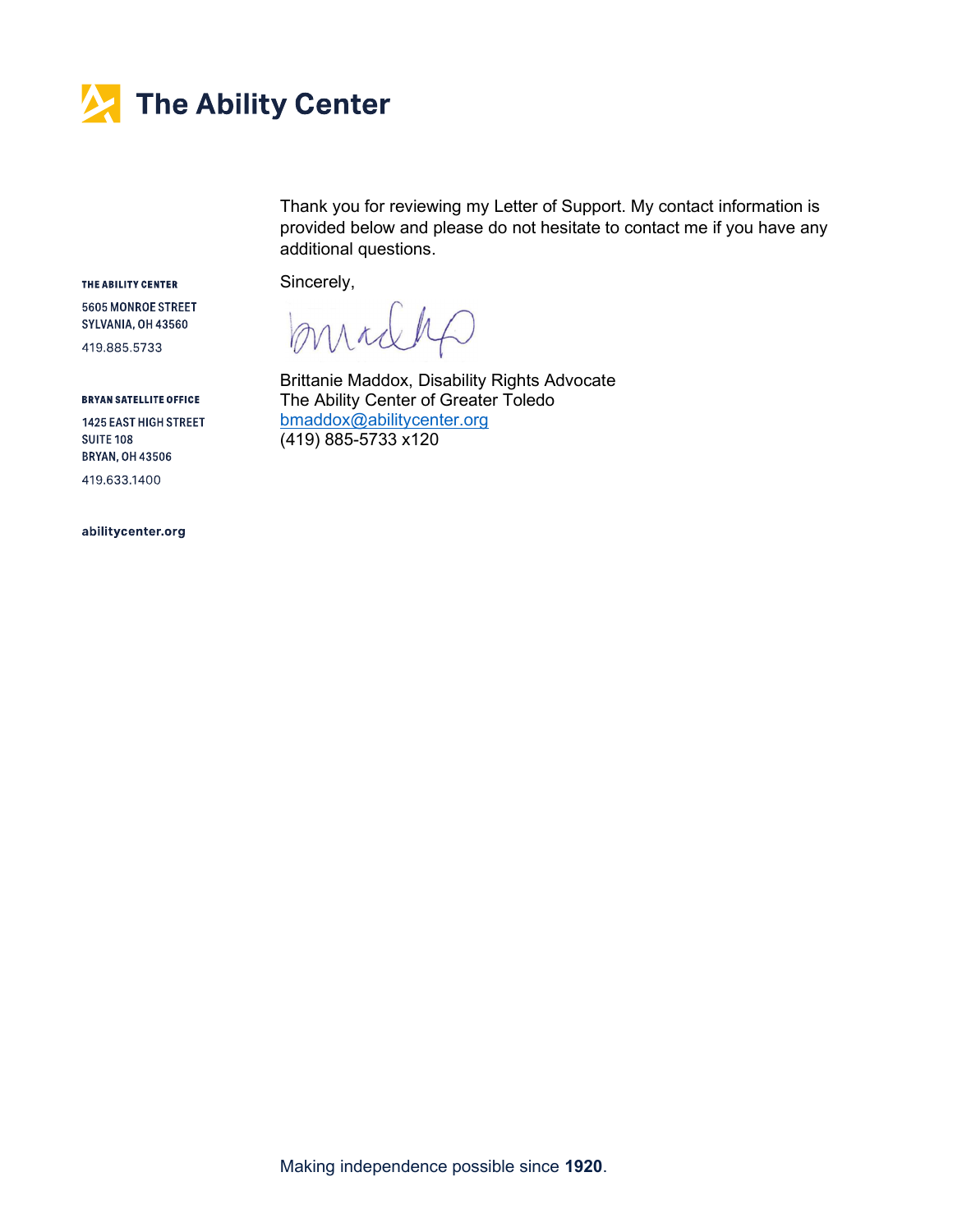# The Ability Center

Thank you for reviewing my Letter of Support. My contact information is provided below and please do not hesitate to contact me if you have any additional questions.

Sincerely,

Brittanie Maddox, Disability Rights Advocate
The Ability Center of Greater Toledo
bmaddox@abilitycenter.org
(419) 885-5733 x120

**THE ABILITY CENTER**

5605 MONROE STREET
SYLVANIA, OH 43560

419.885.5733

**BRYAN SATELLITE OFFICE**

1425 EAST HIGH STREET
SUITE 108
BRYAN, OH 43506

419.633.1400

**abilitycenter.org**

Making independence possible since **1920**.